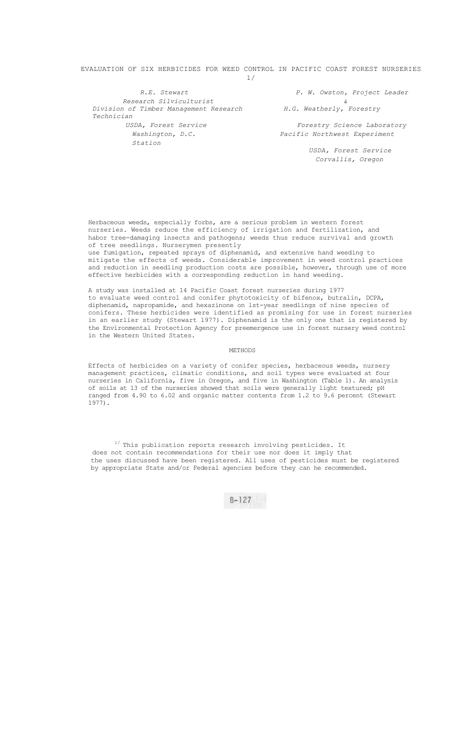# EVALUATION OF SIX HERBICIDES FOR WEED CONTROL IN PACIFIC COAST FOREST NURSERIES [1/]

*R.E. Stewart*
*Research Silviculturist*
*Division of Timber Management Research*
*USDA, Forest Service*
*Washington, D.C.*

*P. W. Owston, Project Leader*
*&*
*H.G. Weatherly, Forestry Technician*
*Forestry Science Laboratory*
*Pacific Northwest Experiment Station*
*USDA, Forest Service*
*Corvallis, Oregon*

Herbaceous weeds, especially forbs, are a serious problem in western forest nurseries. Weeds reduce the efficiency of irrigation and fertilization, and habor tree-damaging insects and pathogens; weeds thus reduce survival and growth of tree seedlings. Nurserymen presently use fumigation, repeated sprays of diphenamid, and extensive hand weeding to mitigate the effects of weeds. Considerable improvement in weed control practices and reduction in seedling production costs are possible, however, through use of more effective herbicides with a corresponding reduction in hand weeding.

A study was installed at 14 Pacific Coast forest nurseries during 1977 to evaluate weed control and conifer phytotoxicity of bifenox, butralin, DCPA, diphenamid, napropamide, and hexazinone on 1st-year seedlings of nine species of conifers. These herbicides were identified as promising for use in forest nurseries in an earlier study (Stewart 1977). Diphenamid is the only one that is registered by the Environmental Protection Agency for preemergence use in forest nursery weed control in the Western United States.

## METHODS

Effects of herbicides on a variety of conifer species, herbaceous weeds, nursery management practices, climatic conditions, and soil types were evaluated at four nurseries in California, five in Oregon, and five in Washington (Table 1). An analysis of soils at 13 of the nurseries showed that soils were generally light textured; pH ranged from 4.90 to 6.02 and organic matter contents from 1.2 to 9.6 percent (Stewart 1977).

[1/] This publication reports research involving pesticides. It does not contain recommendations for their use nor does it imply that the uses discussed have been registered. All uses of pesticides must be registered by appropriate State and/or Federal agencies before they can he recommended.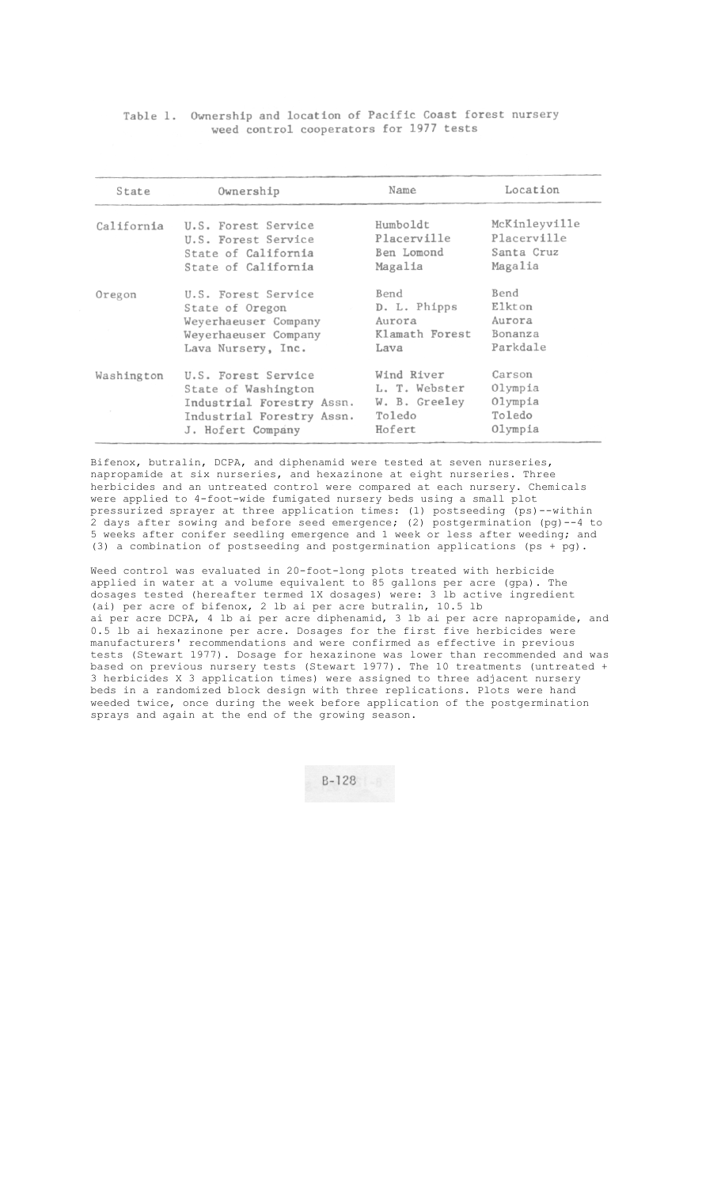Table 1. Ownership and location of Pacific Coast forest nursery weed control cooperators for 1977 tests

| State | Ownership | Name | Location |
|---|---|---|---|
| California | U.S. Forest Service | Humboldt | McKinleyville |
| | U.S. Forest Service | Placerville | Placerville |
| | State of California | Ben Lomond | Santa Cruz |
| | State of California | Magalia | Magalia |
| Oregon | U.S. Forest Service | Bend | Bend |
| | State of Oregon | D. L. Phipps | Elkton |
| | Weyerhaeuser Company | Aurora | Aurora |
| | Weyerhaeuser Company | Klamath Forest | Bonanza |
| | Lava Nursery, Inc. | Lava | Parkdale |
| Washington | U.S. Forest Service | Wind River | Carson |
| | State of Washington | L. T. Webster | Olympia |
| | Industrial Forestry Assn. | W. B. Greeley | Olympia |
| | Industrial Forestry Assn. | Toledo | Toledo |
| | J. Hofert Company | Hofert | Olympia |

Bifenox, butralin, DCPA, and diphenamid were tested at seven nurseries, napropamide at six nurseries, and hexazinone at eight nurseries. Three herbicides and an untreated control were compared at each nursery. Chemicals were applied to 4-foot-wide fumigated nursery beds using a small plot pressurized sprayer at three application times: (1) postseeding (ps)--within 2 days after sowing and before seed emergence; (2) postgermination (pg)--4 to 5 weeks after conifer seedling emergence and 1 week or less after weeding; and (3) a combination of postseeding and postgermination applications (ps + pg).

Weed control was evaluated in 20-foot-long plots treated with herbicide applied in water at a volume equivalent to 85 gallons per acre (gpa). The dosages tested (hereafter termed 1X dosages) were: 3 lb active ingredient (ai) per acre of bifenox, 2 lb ai per acre butralin, 10.5 lb ai per acre DCPA, 4 lb ai per acre diphenamid, 3 lb ai per acre napropamide, and 0.5 lb ai hexazinone per acre. Dosages for the first five herbicides were manufacturers' recommendations and were confirmed as effective in previous tests (Stewart 1977). Dosage for hexazinone was lower than recommended and was based on previous nursery tests (Stewart 1977). The 10 treatments (untreated + 3 herbicides X 3 application times) were assigned to three adjacent nursery beds in a randomized block design with three replications. Plots were hand weeded twice, once during the week before application of the postgermination sprays and again at the end of the growing season.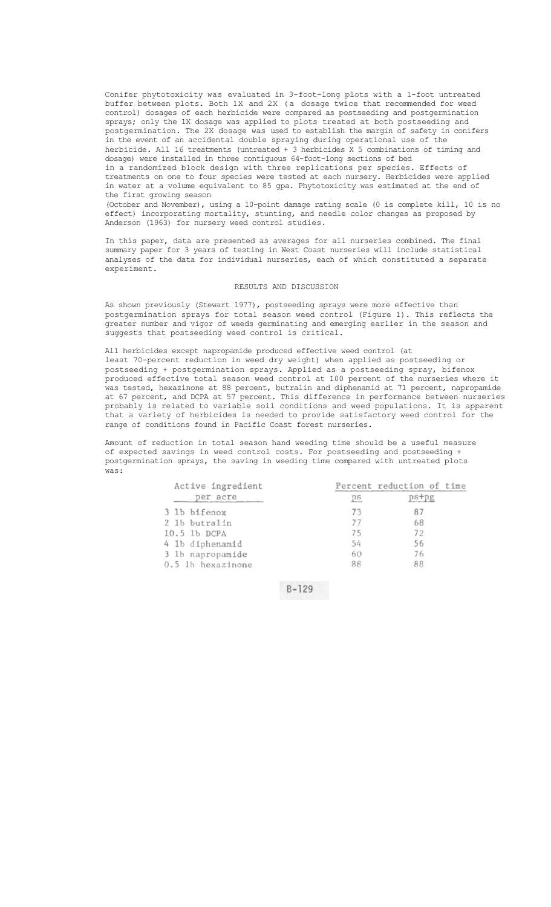Conifer phytotoxicity was evaluated in 3-foot-long plots with a 1-foot untreated buffer between plots. Both 1X and 2X (a dosage twice that recommended for weed control) dosages of each herbicide were compared as postseeding and postgermination sprays; only the 1X dosage was applied to plots treated at both postseeding and postgermination. The 2X dosage was used to establish the margin of safety in conifers in the event of an accidental double spraying during operational use of the herbicide. All 16 treatments (untreated + 3 herbicides X 5 combinations of timing and dosage) were installed in three contiguous 64-foot-long sections of bed in a randomized block design with three replications per species. Effects of treatments on one to four species were tested at each nursery. Herbicides were applied in water at a volume equivalent to 85 gpa. Phytotoxicity was estimated at the end of the first growing season (October and November), using a 10-point damage rating scale (0 is complete kill, 10 is no effect) incorporating mortality, stunting, and needle color changes as proposed by Anderson (1963) for nursery weed control studies.

In this paper, data are presented as averages for all nurseries combined. The final summary paper for 3 years of testing in West Coast nurseries will include statistical analyses of the data for individual nurseries, each of which constituted a separate experiment.

## RESULTS AND DISCUSSION

As shown previously (Stewart 1977), postseeding sprays were more effective than postgermination sprays for total season weed control (Figure 1). This reflects the greater number and vigor of weeds germinating and emerging earlier in the season and suggests that postseeding weed control is critical.

All herbicides except napropamide produced effective weed control (at least 70-percent reduction in weed dry weight) when applied as postseeding or postseeding + postgermination sprays. Applied as a postseeding spray, bifenox produced effective total season weed control at 100 percent of the nurseries where it was tested, hexazinone at 88 percent, butralin and diphenamid at 71 percent, napropamide at 67 percent, and DCPA at 57 percent. This difference in performance between nurseries probably is related to variable soil conditions and weed populations. It is apparent that a variety of herbicides is needed to provide satisfactory weed control for the range of conditions found in Pacific Coast forest nurseries.

Amount of reduction in total season hand weeding time should be a useful measure of expected savings in weed control costs. For postseeding and postseeding + postgermination sprays, the saving in weeding time compared with untreated plots was:

| Active ingredient per acre | Percent reduction of time | |
|---|---|---|
| | ps | ps+pg |
| 3 lb bifenox | 73 | 87 |
| 2 lb butralin | 77 | 68 |
| 10.5 lb DCPA | 75 | 72 |
| 4 lb diphenamid | 54 | 56 |
| 3 lb napropamide | 60 | 76 |
| 0.5 lb hexazinone | 88 | 88 |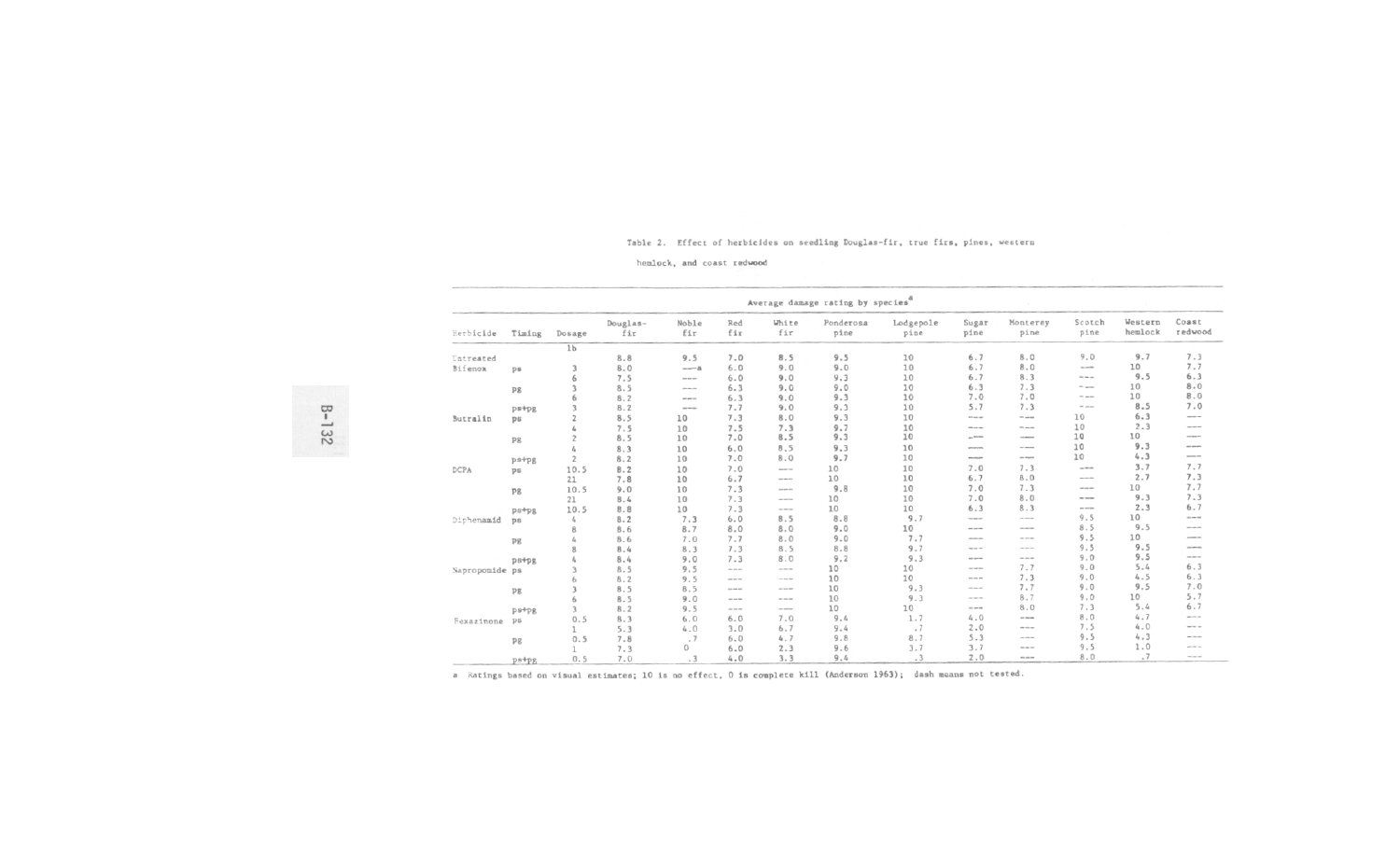Table 2. Effect of herbicides on seedling Douglas-fir, true firs, pines, western hemlock, and coast redwood

| Herbicide | Timing | Dosage | Average damage rating by species[a] | | | | | | | | | | |
|---|---|---|---|---|---|---|---|---|---|---|---|---|---|
| | | | Douglas-fir | Noble fir | Red fir | White fir | Ponderosa pine | Lodgepole pine | Sugar pine | Monterey pine | Scotch pine | Western hemlock | Coast redwood |
| | | lb | | | | | | | | | | | |
| Untreated | | | 8.8 | 9.5 | 7.0 | 8.5 | 9.5 | 10 | 6.7 | 8.0 | 9.0 | 9.7 | 7.3 |
| Bifenox | ps | 3 | 8.0 | ---a | 6.0 | 9.0 | 9.0 | 10 | 6.7 | 8.0 | --- | 10 | 7.7 |
| | | 6 | 7.5 | --- | 6.0 | 9.0 | 9.3 | 10 | 6.7 | 8.3 | --- | 9.5 | 6.3 |
| | pg | 3 | 8.5 | --- | 6.3 | 9.0 | 9.0 | 10 | 6.3 | 7.3 | --- | 10 | 8.0 |
| | | 6 | 8.2 | --- | 6.3 | 9.0 | 9.3 | 10 | 7.0 | 7.0 | --- | 10 | 8.0 |
| | ps+pg | 3 | 8.2 | --- | 7.7 | 9.0 | 9.3 | 10 | 5.7 | 7.3 | --- | 8.5 | 7.0 |
| Butralin | ps | 2 | 8.5 | 10 | 7.3 | 8.0 | 9.3 | 10 | --- | --- | 10 | 6.3 | --- |
| | | 4 | 7.5 | 10 | 7.5 | 7.3 | 9.7 | 10 | --- | --- | 10 | 2.3 | --- |
| | pg | 2 | 8.5 | 10 | 7.0 | 8.5 | 9.3 | 10 | --- | --- | 10 | 10 | --- |
| | | 4 | 8.3 | 10 | 6.0 | 8.5 | 9.3 | 10 | --- | --- | 10 | 9.3 | --- |
| | ps+pg | 2 | 8.2 | 10 | 7.0 | 8.0 | 9.7 | 10 | --- | --- | 10 | 4.3 | --- |
| DCPA | ps | 10.5 | 8.2 | 10 | 7.0 | --- | 10 | 10 | 7.0 | 7.3 | --- | 3.7 | 7.7 |
| | | 21 | 7.8 | 10 | 6.7 | --- | 10 | 10 | 6.7 | 8.0 | --- | 2.7 | 7.3 |
| | pg | 10.5 | 9.0 | 10 | 7.3 | --- | 9.8 | 10 | 7.0 | 7.3 | --- | 10 | 7.7 |
| | | 21 | 8.4 | 10 | 7.3 | --- | 10 | 10 | 7.0 | 8.0 | --- | 9.3 | 7.3 |
| | ps+pg | 10.5 | 8.8 | 10 | 7.3 | --- | 10 | 10 | 6.3 | 8.3 | --- | 2.3 | 6.7 |
| Diphenamid | ps | 4 | 8.2 | 7.3 | 6.0 | 8.5 | 8.8 | 9.7 | --- | --- | 9.5 | 10 | --- |
| | | 8 | 8.6 | 8.7 | 8.0 | 8.0 | 9.0 | 10 | --- | --- | 8.5 | 9.5 | --- |
| | pg | 4 | 8.6 | 7.0 | 7.7 | 8.0 | 9.0 | 7.7 | --- | --- | 9.5 | 10 | --- |
| | | 8 | 8.4 | 8.3 | 7.3 | 8.5 | 8.8 | 9.7 | --- | --- | 9.5 | 9.5 | --- |
| | ps+pg | 4 | 8.4 | 9.0 | 7.3 | 8.0 | 9.2 | 9.3 | --- | --- | 9.0 | 9.5 | --- |
| Napropomide | ps | 3 | 8.5 | 9.5 | --- | --- | 10 | 10 | --- | 7.7 | 9.0 | 5.4 | 6.3 |
| | | 6 | 8.2 | 9.5 | --- | --- | 10 | 10 | --- | 7.3 | 9.0 | 4.5 | 6.3 |
| | pg | 3 | 8.5 | 8.5 | --- | --- | 10 | 9.3 | --- | 7.7 | 9.0 | 9.5 | 7.0 |
| | | 6 | 8.5 | 9.0 | --- | --- | 10 | 9.3 | --- | 8.7 | 9.0 | 10 | 5.7 |
| | ps+pg | 3 | 8.2 | 9.5 | --- | --- | 10 | 10 | --- | 8.0 | 7.3 | 5.4 | 6.7 |
| Hexazinone | ps | 0.5 | 8.3 | 6.0 | 6.0 | 7.0 | 9.4 | 1.7 | 4.0 | --- | 8.0 | 4.7 | --- |
| | | 1 | 5.3 | 4.0 | 3.0 | 6.7 | 9.4 | .7 | 2.0 | --- | 7.5 | 4.0 | --- |
| | pg | 0.5 | 7.8 | .7 | 6.0 | 4.7 | 9.8 | 8.7 | 5.3 | --- | 9.5 | 4.3 | --- |
| | | 1 | 7.3 | 0 | 6.0 | 2.3 | 9.6 | 3.7 | 3.7 | --- | 9.5 | 1.0 | --- |
| | ps+pg | 0.5 | 7.0 | .3 | 4.0 | 3.3 | 9.4 | .3 | 2.0 | --- | 8.0 | .7 | --- |

a Ratings based on visual estimates; 10 is no effect, 0 is complete kill (Anderson 1963); dash means not tested.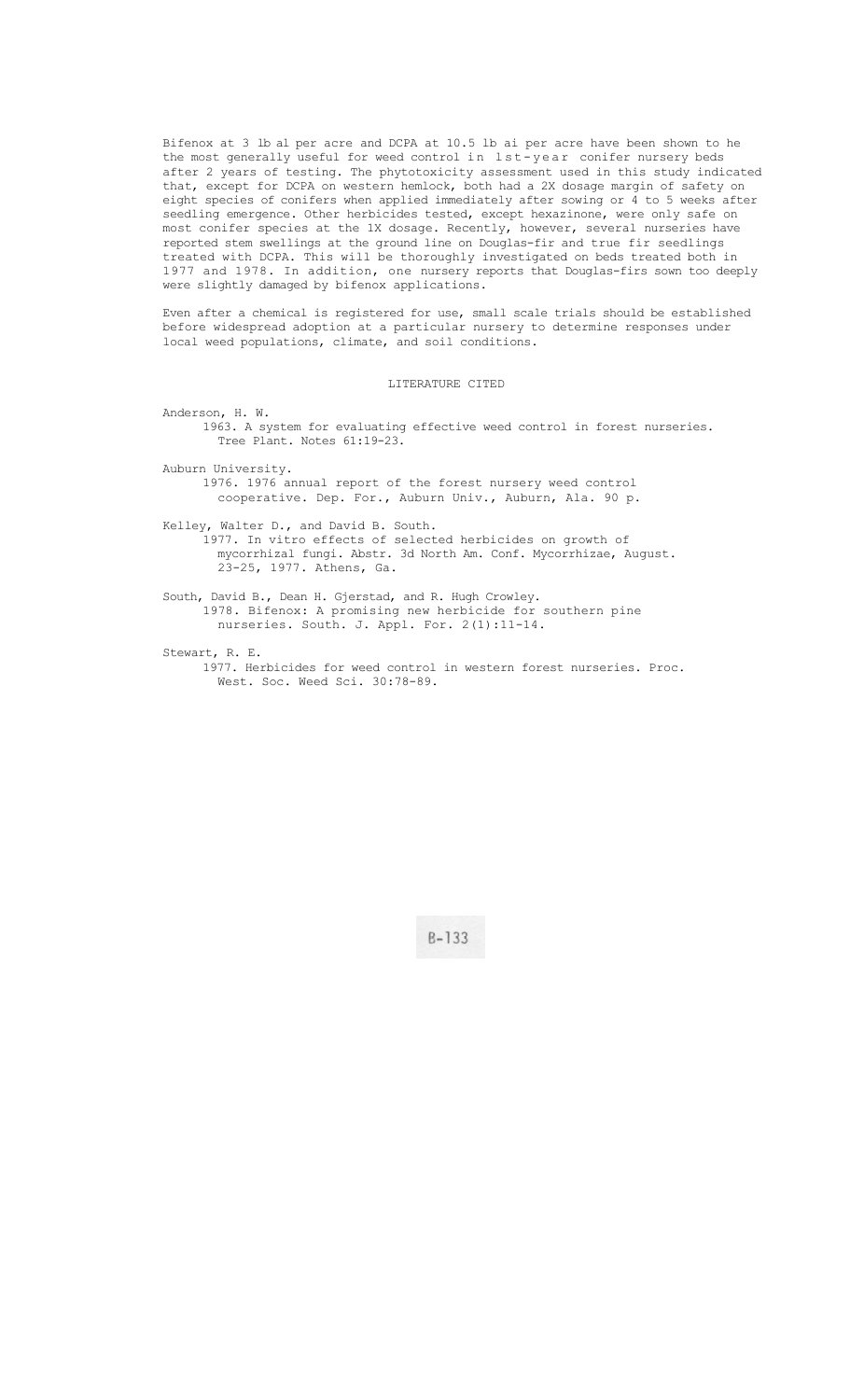Bifenox at 3 lb al per acre and DCPA at 10.5 lb ai per acre have been shown to he the most generally useful for weed control in 1st-year conifer nursery beds after 2 years of testing. The phytotoxicity assessment used in this study indicated that, except for DCPA on western hemlock, both had a 2X dosage margin of safety on eight species of conifers when applied immediately after sowing or 4 to 5 weeks after seedling emergence. Other herbicides tested, except hexazinone, were only safe on most conifer species at the 1X dosage. Recently, however, several nurseries have reported stem swellings at the ground line on Douglas-fir and true fir seedlings treated with DCPA. This will be thoroughly investigated on beds treated both in 1977 and 1978. In addition, one nursery reports that Douglas-firs sown too deeply were slightly damaged by bifenox applications.

Even after a chemical is registered for use, small scale trials should be established before widespread adoption at a particular nursery to determine responses under local weed populations, climate, and soil conditions.

## LITERATURE CITED

Anderson, H. W.
1963. A system for evaluating effective weed control in forest nurseries. Tree Plant. Notes 61:19-23.

Auburn University.
1976. 1976 annual report of the forest nursery weed control cooperative. Dep. For., Auburn Univ., Auburn, Ala. 90 p.

Kelley, Walter D., and David B. South.
1977. In vitro effects of selected herbicides on growth of mycorrhizal fungi. Abstr. 3d North Am. Conf. Mycorrhizae, August. 23-25, 1977. Athens, Ga.

South, David B., Dean H. Gjerstad, and R. Hugh Crowley.
1978. Bifenox: A promising new herbicide for southern pine nurseries. South. J. Appl. For. 2(1):11-14.

Stewart, R. E.
1977. Herbicides for weed control in western forest nurseries. Proc. West. Soc. Weed Sci. 30:78-89.